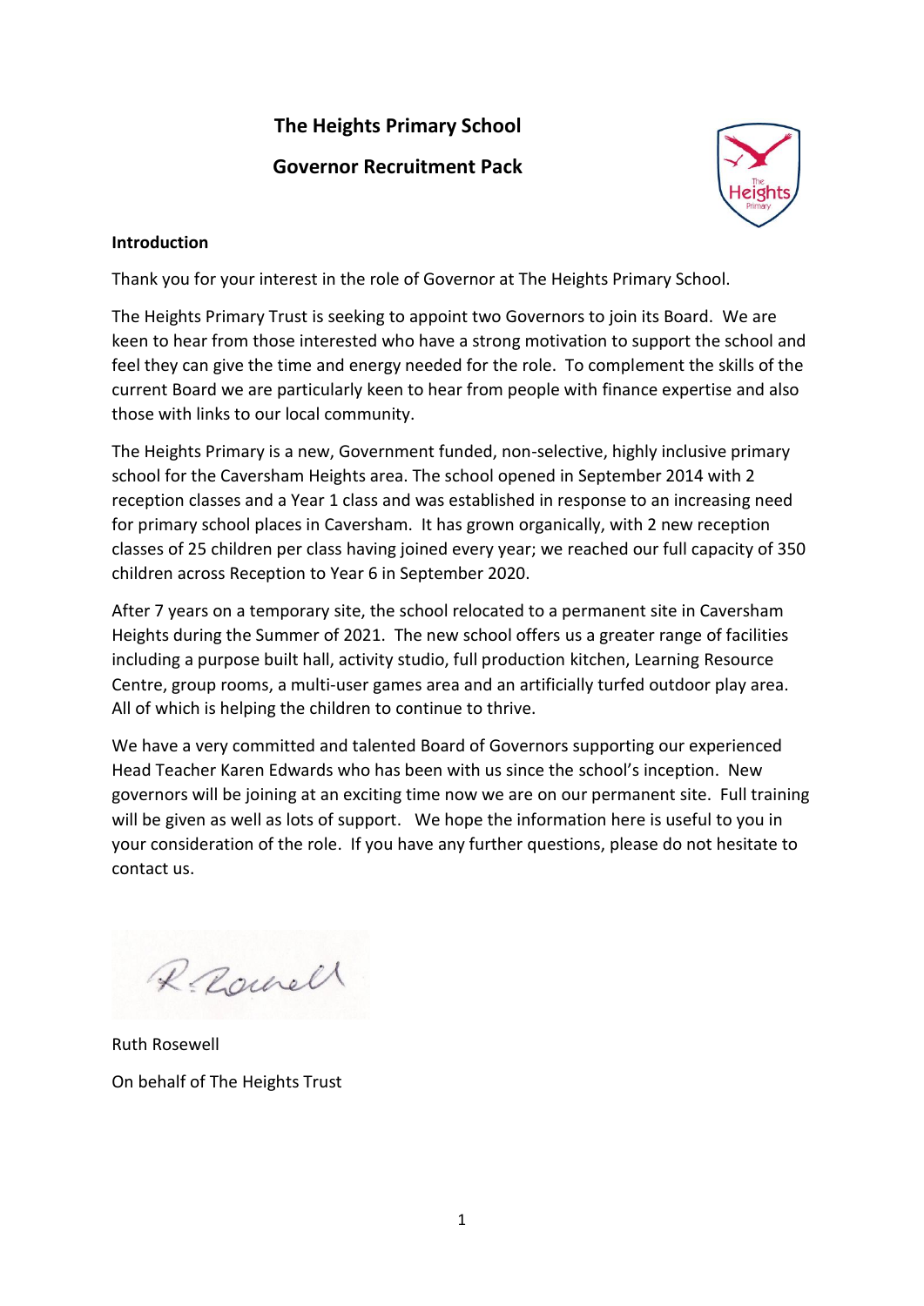# The Heights Primary School

## Governor Recruitment Pack

**Introduction**

Thank you for your interest in the role of Governor at The Heights Primary School.

The Heights Primary Trust is seeking to appoint two Governors to join its Board. We are keen to hear from those interested who have a strong motivation to support the school and feel they can give the time and energy needed for the role. To complement the skills of the current Board we are particularly keen to hear from people with finance expertise and also those with links to our local community.

The Heights Primary is a new, Government funded, non-selective, highly inclusive primary school for the Caversham Heights area. The school opened in September 2014 with 2 reception classes and a Year 1 class and was established in response to an increasing need for primary school places in Caversham. It has grown organically, with 2 new reception classes of 25 children per class having joined every year; we reached our full capacity of 350 children across Reception to Year 6 in September 2020.

After 7 years on a temporary site, the school relocated to a permanent site in Caversham Heights during the Summer of 2021. The new school offers us a greater range of facilities including a purpose built hall, activity studio, full production kitchen, Learning Resource Centre, group rooms, a multi-user games area and an artificially turfed outdoor play area. All of which is helping the children to continue to thrive.

We have a very committed and talented Board of Governors supporting our experienced Head Teacher Karen Edwards who has been with us since the school's inception. New governors will be joining at an exciting time now we are on our permanent site. Full training will be given as well as lots of support. We hope the information here is useful to you in your consideration of the role. If you have any further questions, please do not hesitate to contact us.

R. Rosewell

Ruth Rosewell

On behalf of The Heights Trust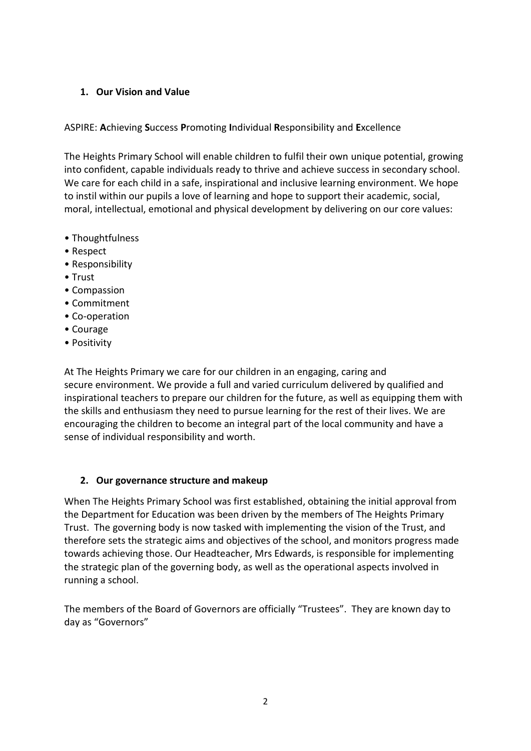## 1. Our Vision and Value

ASPIRE: **A**chieving **S**uccess **P**romoting **I**ndividual **R**esponsibility and **E**xcellence

The Heights Primary School will enable children to fulfil their own unique potential, growing into confident, capable individuals ready to thrive and achieve success in secondary school. We care for each child in a safe, inspirational and inclusive learning environment. We hope to instil within our pupils a love of learning and hope to support their academic, social, moral, intellectual, emotional and physical development by delivering on our core values:

- Thoughtfulness
- Respect
- Responsibility
- Trust
- Compassion
- Commitment
- Co-operation
- Courage
- Positivity

At The Heights Primary we care for our children in an engaging, caring and secure environment. We provide a full and varied curriculum delivered by qualified and inspirational teachers to prepare our children for the future, as well as equipping them with the skills and enthusiasm they need to pursue learning for the rest of their lives. We are encouraging the children to become an integral part of the local community and have a sense of individual responsibility and worth.

## 2. Our governance structure and makeup

When The Heights Primary School was first established, obtaining the initial approval from the Department for Education was been driven by the members of The Heights Primary Trust. The governing body is now tasked with implementing the vision of the Trust, and therefore sets the strategic aims and objectives of the school, and monitors progress made towards achieving those. Our Headteacher, Mrs Edwards, is responsible for implementing the strategic plan of the governing body, as well as the operational aspects involved in running a school.

The members of the Board of Governors are officially "Trustees". They are known day to day as "Governors"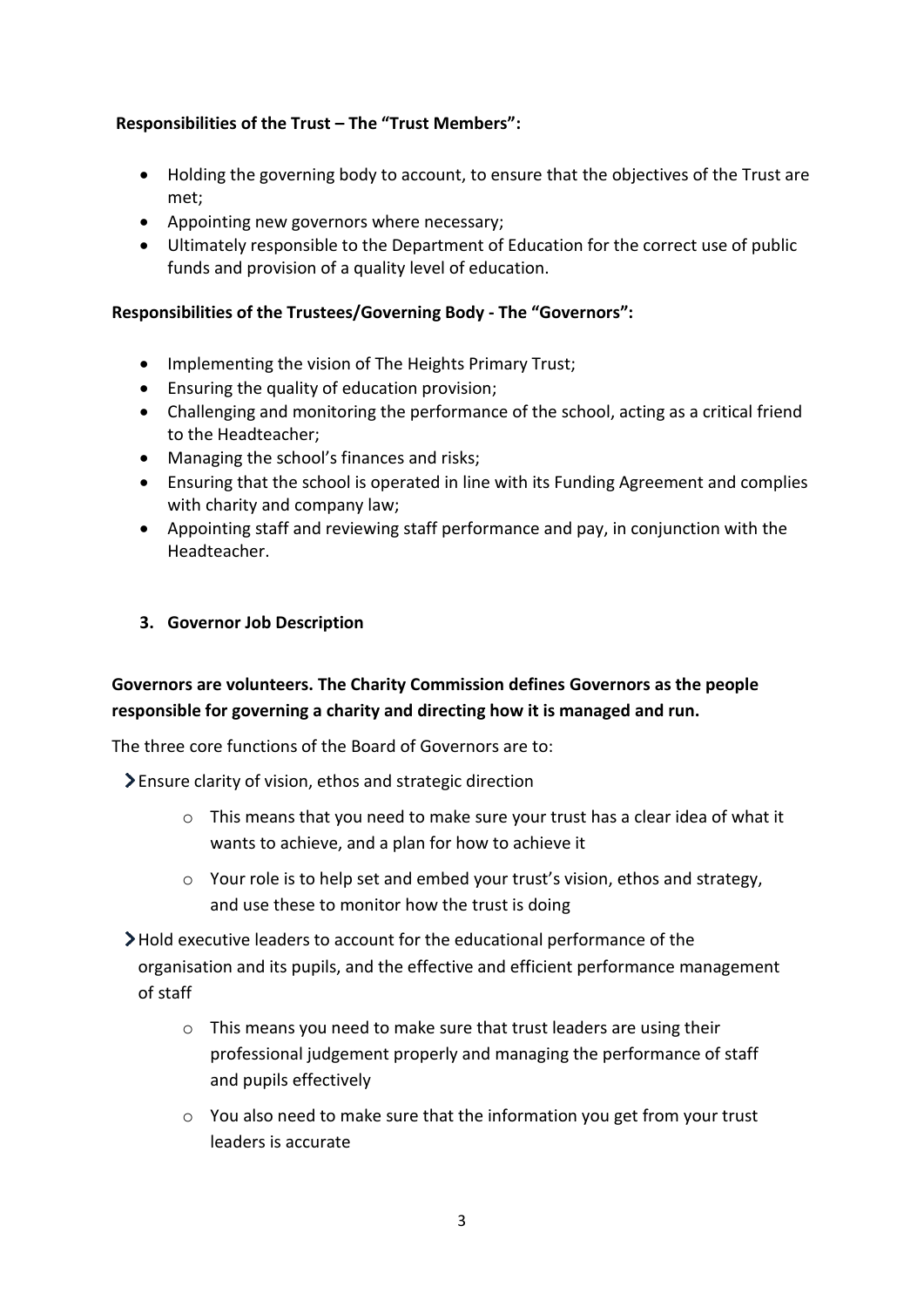**Responsibilities of the Trust – The "Trust Members":**

- Holding the governing body to account, to ensure that the objectives of the Trust are met;
- Appointing new governors where necessary;
- Ultimately responsible to the Department of Education for the correct use of public funds and provision of a quality level of education.

**Responsibilities of the Trustees/Governing Body - The "Governors":**

- Implementing the vision of The Heights Primary Trust;
- Ensuring the quality of education provision;
- Challenging and monitoring the performance of the school, acting as a critical friend to the Headteacher;
- Managing the school's finances and risks;
- Ensuring that the school is operated in line with its Funding Agreement and complies with charity and company law;
- Appointing staff and reviewing staff performance and pay, in conjunction with the Headteacher.

## 3. Governor Job Description

**Governors are volunteers. The Charity Commission defines Governors as the people responsible for governing a charity and directing how it is managed and run.**

The three core functions of the Board of Governors are to:

- Ensure clarity of vision, ethos and strategic direction
  - This means that you need to make sure your trust has a clear idea of what it wants to achieve, and a plan for how to achieve it
  - Your role is to help set and embed your trust's vision, ethos and strategy, and use these to monitor how the trust is doing
- Hold executive leaders to account for the educational performance of the organisation and its pupils, and the effective and efficient performance management of staff
  - This means you need to make sure that trust leaders are using their professional judgement properly and managing the performance of staff and pupils effectively
  - You also need to make sure that the information you get from your trust leaders is accurate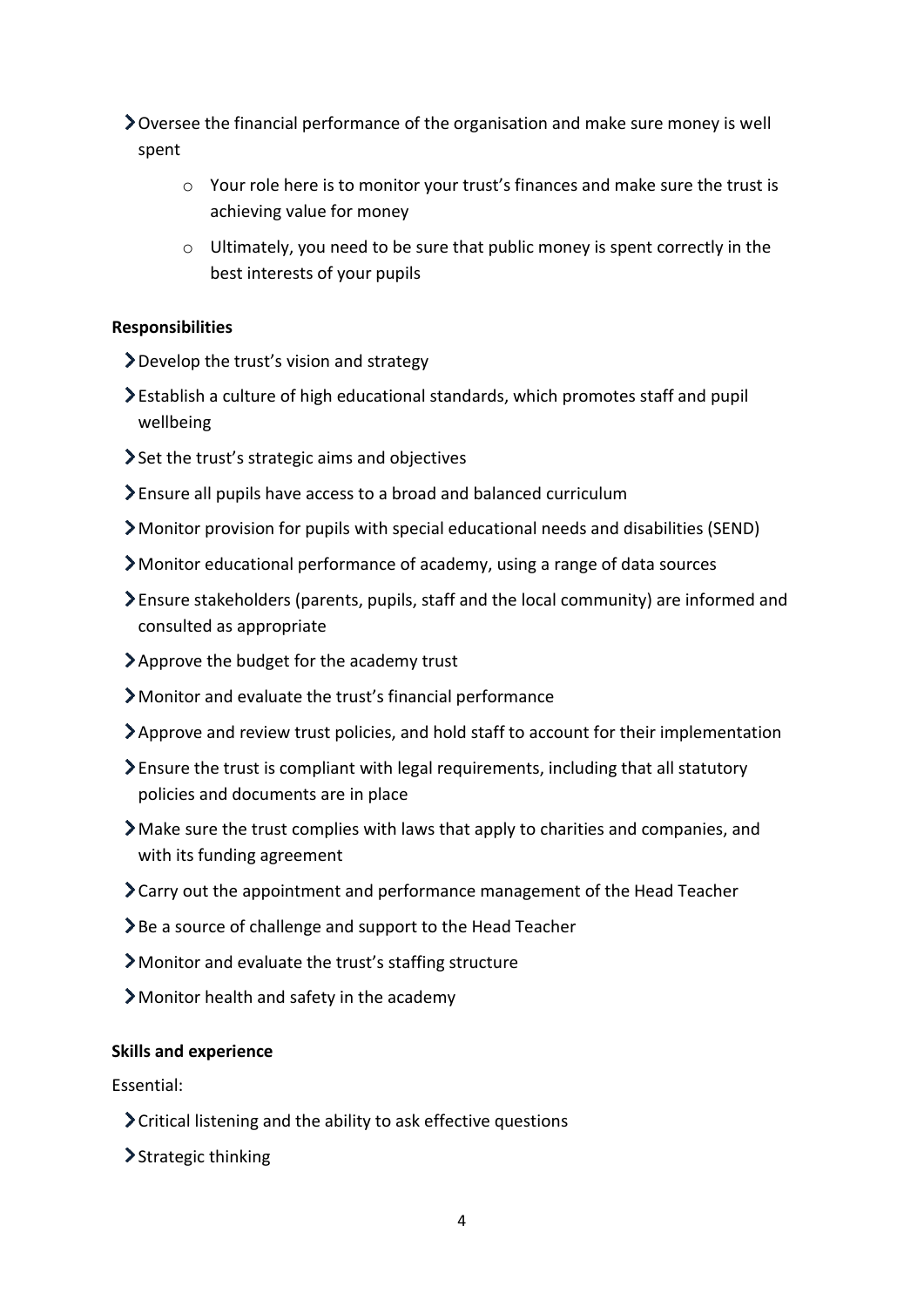- Oversee the financial performance of the organisation and make sure money is well spent
  - Your role here is to monitor your trust's finances and make sure the trust is achieving value for money
  - Ultimately, you need to be sure that public money is spent correctly in the best interests of your pupils

**Responsibilities**

- Develop the trust's vision and strategy
- Establish a culture of high educational standards, which promotes staff and pupil wellbeing
- Set the trust's strategic aims and objectives
- Ensure all pupils have access to a broad and balanced curriculum
- Monitor provision for pupils with special educational needs and disabilities (SEND)
- Monitor educational performance of academy, using a range of data sources
- Ensure stakeholders (parents, pupils, staff and the local community) are informed and consulted as appropriate
- Approve the budget for the academy trust
- Monitor and evaluate the trust's financial performance
- Approve and review trust policies, and hold staff to account for their implementation
- Ensure the trust is compliant with legal requirements, including that all statutory policies and documents are in place
- Make sure the trust complies with laws that apply to charities and companies, and with its funding agreement
- Carry out the appointment and performance management of the Head Teacher
- Be a source of challenge and support to the Head Teacher
- Monitor and evaluate the trust's staffing structure
- Monitor health and safety in the academy

**Skills and experience**

Essential:

- Critical listening and the ability to ask effective questions
- Strategic thinking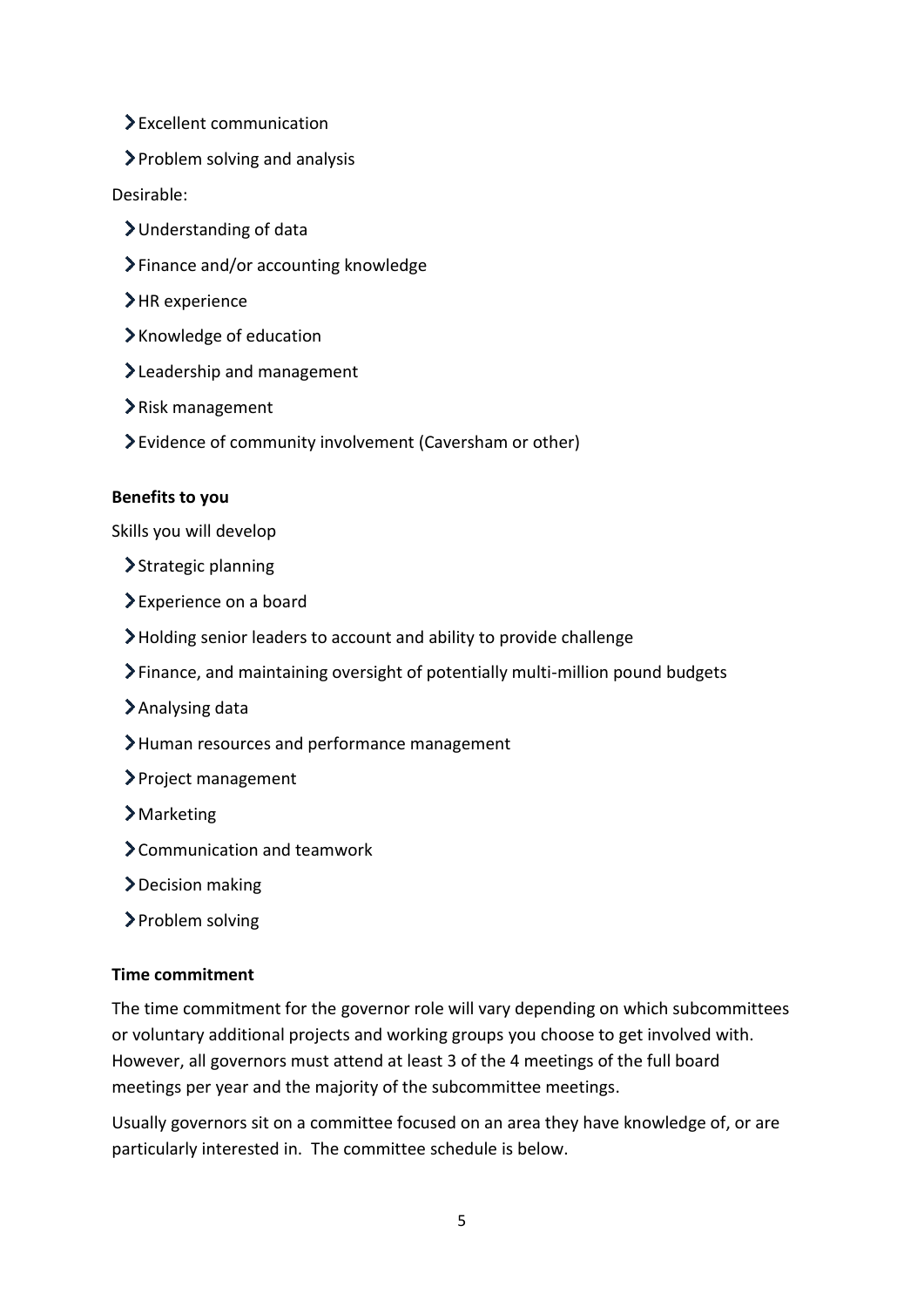- Excellent communication
- Problem solving and analysis

Desirable:

- Understanding of data
- Finance and/or accounting knowledge
- HR experience
- Knowledge of education
- Leadership and management
- Risk management
- Evidence of community involvement (Caversham or other)

**Benefits to you**

Skills you will develop

- Strategic planning
- Experience on a board
- Holding senior leaders to account and ability to provide challenge
- Finance, and maintaining oversight of potentially multi-million pound budgets
- Analysing data
- Human resources and performance management
- Project management
- Marketing
- Communication and teamwork
- Decision making
- Problem solving

**Time commitment**

The time commitment for the governor role will vary depending on which subcommittees or voluntary additional projects and working groups you choose to get involved with. However, all governors must attend at least 3 of the 4 meetings of the full board meetings per year and the majority of the subcommittee meetings.

Usually governors sit on a committee focused on an area they have knowledge of, or are particularly interested in. The committee schedule is below.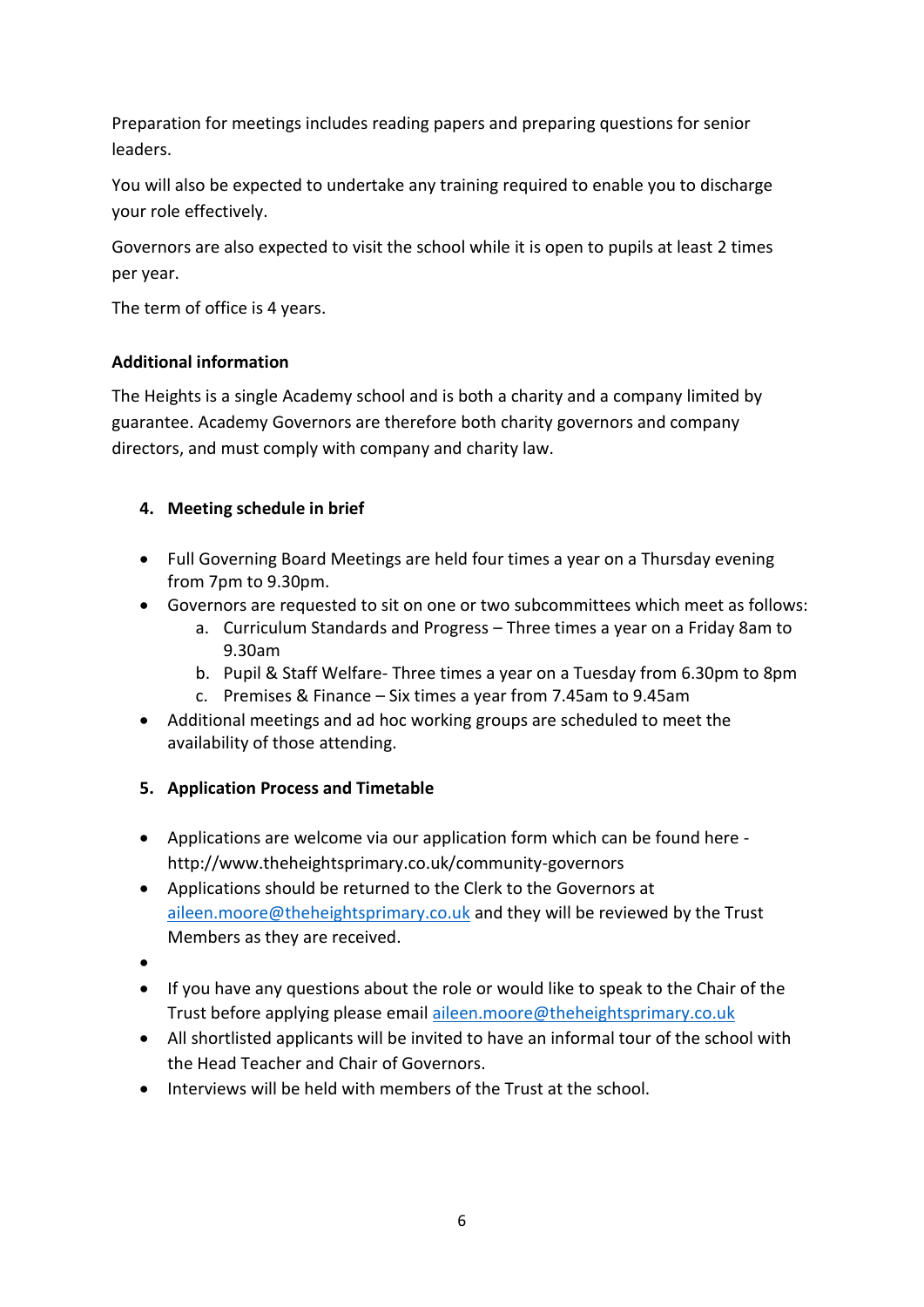Preparation for meetings includes reading papers and preparing questions for senior leaders.

You will also be expected to undertake any training required to enable you to discharge your role effectively.

Governors are also expected to visit the school while it is open to pupils at least 2 times per year.

The term of office is 4 years.

**Additional information**

The Heights is a single Academy school and is both a charity and a company limited by guarantee. Academy Governors are therefore both charity governors and company directors, and must comply with company and charity law.

## 4. Meeting schedule in brief

- Full Governing Board Meetings are held four times a year on a Thursday evening from 7pm to 9.30pm.
- Governors are requested to sit on one or two subcommittees which meet as follows:
  a. Curriculum Standards and Progress – Three times a year on a Friday 8am to 9.30am
  b. Pupil & Staff Welfare- Three times a year on a Tuesday from 6.30pm to 8pm
  c. Premises & Finance – Six times a year from 7.45am to 9.45am
- Additional meetings and ad hoc working groups are scheduled to meet the availability of those attending.

## 5. Application Process and Timetable

- Applications are welcome via our application form which can be found here - http://www.theheightsprimary.co.uk/community-governors
- Applications should be returned to the Clerk to the Governors at aileen.moore@theheightsprimary.co.uk and they will be reviewed by the Trust Members as they are received.
- 
- If you have any questions about the role or would like to speak to the Chair of the Trust before applying please email aileen.moore@theheightsprimary.co.uk
- All shortlisted applicants will be invited to have an informal tour of the school with the Head Teacher and Chair of Governors.
- Interviews will be held with members of the Trust at the school.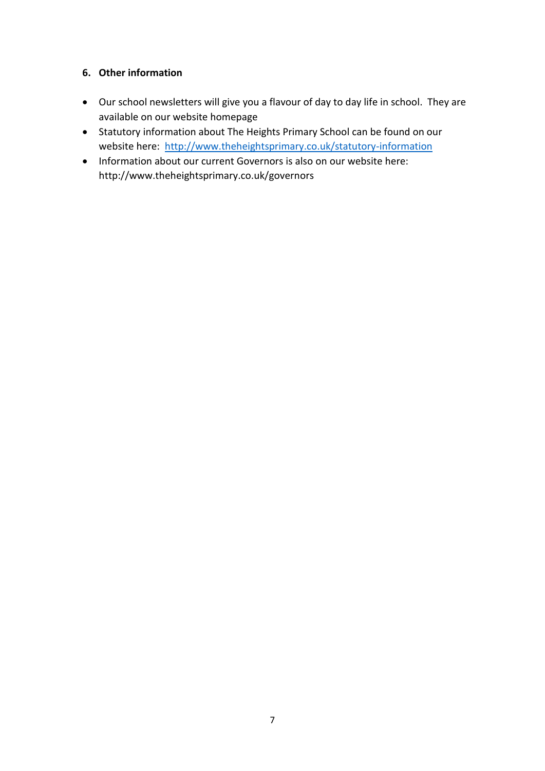## 6. Other information

- Our school newsletters will give you a flavour of day to day life in school. They are available on our website homepage
- Statutory information about The Heights Primary School can be found on our website here: http://www.theheightsprimary.co.uk/statutory-information
- Information about our current Governors is also on our website here: http://www.theheightsprimary.co.uk/governors